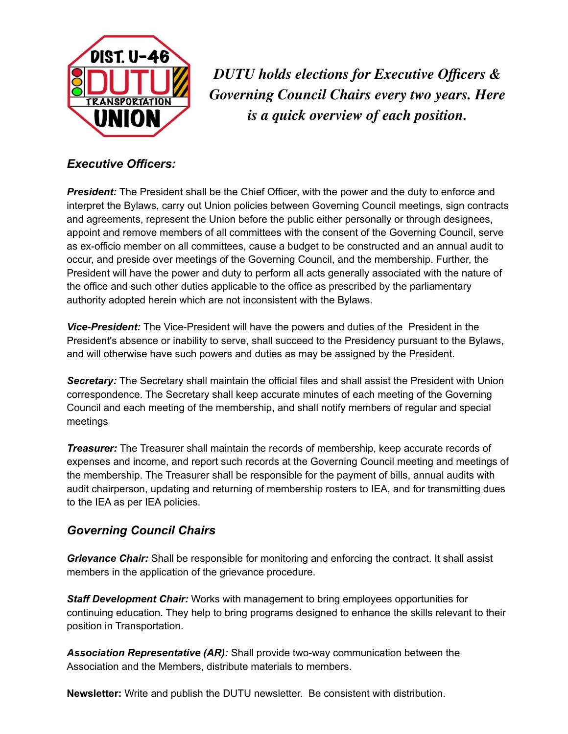*DUTU holds elections for Executive Officers & Governing Council Chairs every two years. Here is a quick overview of each position.*

## *Executive Officers:*

***President:*** The President shall be the Chief Officer, with the power and the duty to enforce and interpret the Bylaws, carry out Union policies between Governing Council meetings, sign contracts and agreements, represent the Union before the public either personally or through designees, appoint and remove members of all committees with the consent of the Governing Council, serve as ex-officio member on all committees, cause a budget to be constructed and an annual audit to occur, and preside over meetings of the Governing Council, and the membership. Further, the President will have the power and duty to perform all acts generally associated with the nature of the office and such other duties applicable to the office as prescribed by the parliamentary authority adopted herein which are not inconsistent with the Bylaws.

***Vice-President:*** The Vice-President will have the powers and duties of the President in the President's absence or inability to serve, shall succeed to the Presidency pursuant to the Bylaws, and will otherwise have such powers and duties as may be assigned by the President.

***Secretary:*** The Secretary shall maintain the official files and shall assist the President with Union correspondence. The Secretary shall keep accurate minutes of each meeting of the Governing Council and each meeting of the membership, and shall notify members of regular and special meetings

***Treasurer:*** The Treasurer shall maintain the records of membership, keep accurate records of expenses and income, and report such records at the Governing Council meeting and meetings of the membership. The Treasurer shall be responsible for the payment of bills, annual audits with audit chairperson, updating and returning of membership rosters to IEA, and for transmitting dues to the IEA as per IEA policies.

## *Governing Council Chairs*

***Grievance Chair:*** Shall be responsible for monitoring and enforcing the contract. It shall assist members in the application of the grievance procedure.

***Staff Development Chair:*** Works with management to bring employees opportunities for continuing education. They help to bring programs designed to enhance the skills relevant to their position in Transportation.

***Association Representative (AR):*** Shall provide two-way communication between the Association and the Members, distribute materials to members.

**Newsletter:** Write and publish the DUTU newsletter. Be consistent with distribution.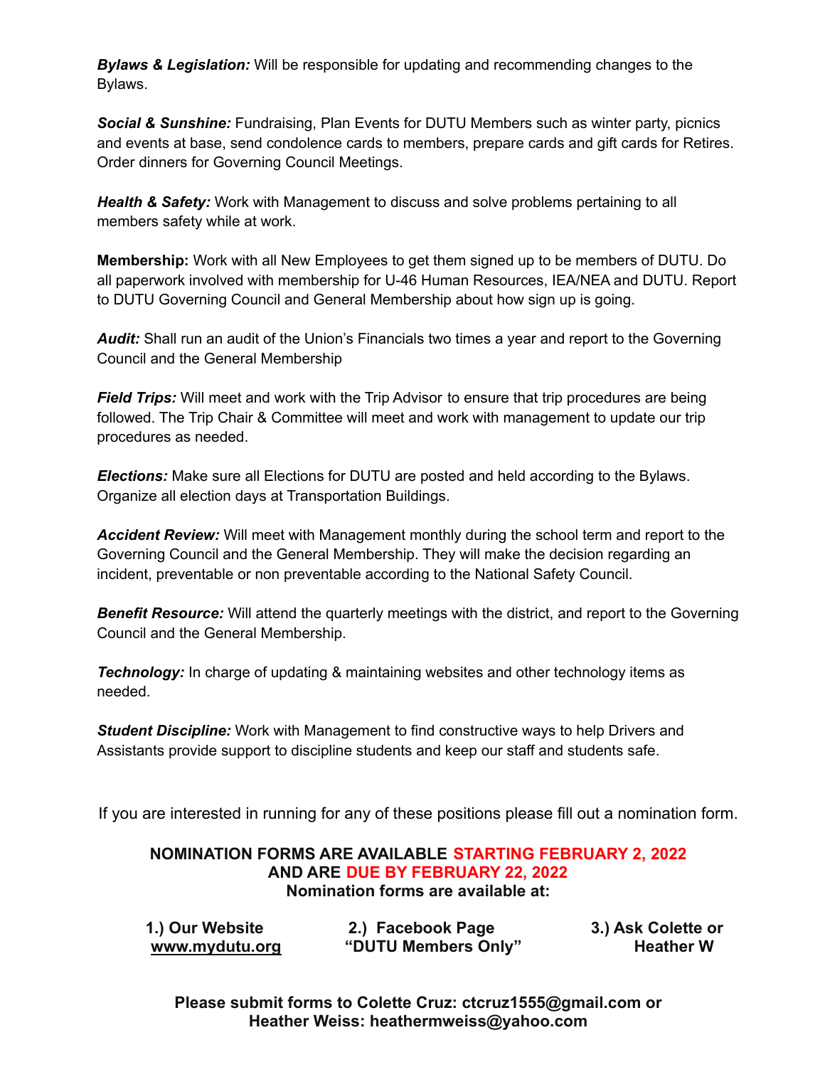***Bylaws & Legislation:*** Will be responsible for updating and recommending changes to the Bylaws.

***Social & Sunshine:*** Fundraising, Plan Events for DUTU Members such as winter party, picnics and events at base, send condolence cards to members, prepare cards and gift cards for Retires. Order dinners for Governing Council Meetings.

***Health & Safety:*** Work with Management to discuss and solve problems pertaining to all members safety while at work.

**Membership:** Work with all New Employees to get them signed up to be members of DUTU. Do all paperwork involved with membership for U-46 Human Resources, IEA/NEA and DUTU. Report to DUTU Governing Council and General Membership about how sign up is going.

***Audit:*** Shall run an audit of the Union's Financials two times a year and report to the Governing Council and the General Membership

***Field Trips:*** Will meet and work with the Trip Advisor to ensure that trip procedures are being followed. The Trip Chair & Committee will meet and work with management to update our trip procedures as needed.

***Elections:*** Make sure all Elections for DUTU are posted and held according to the Bylaws. Organize all election days at Transportation Buildings.

***Accident Review:*** Will meet with Management monthly during the school term and report to the Governing Council and the General Membership. They will make the decision regarding an incident, preventable or non preventable according to the National Safety Council.

***Benefit Resource:*** Will attend the quarterly meetings with the district, and report to the Governing Council and the General Membership.

***Technology:*** In charge of updating & maintaining websites and other technology items as needed.

***Student Discipline:*** Work with Management to find constructive ways to help Drivers and Assistants provide support to discipline students and keep our staff and students safe.

If you are interested in running for any of these positions please fill out a nomination form.

**NOMINATION FORMS ARE AVAILABLE STARTING FEBRUARY 2, 2022 AND ARE DUE BY FEBRUARY 22, 2022**
**Nomination forms are available at:**

**1.) Our Website** **www.mydutu.org**

**2.) Facebook Page "DUTU Members Only"**

**3.) Ask Colette or Heather W**

**Please submit forms to Colette Cruz: ctcruz1555@gmail.com or Heather Weiss: heathermweiss@yahoo.com**